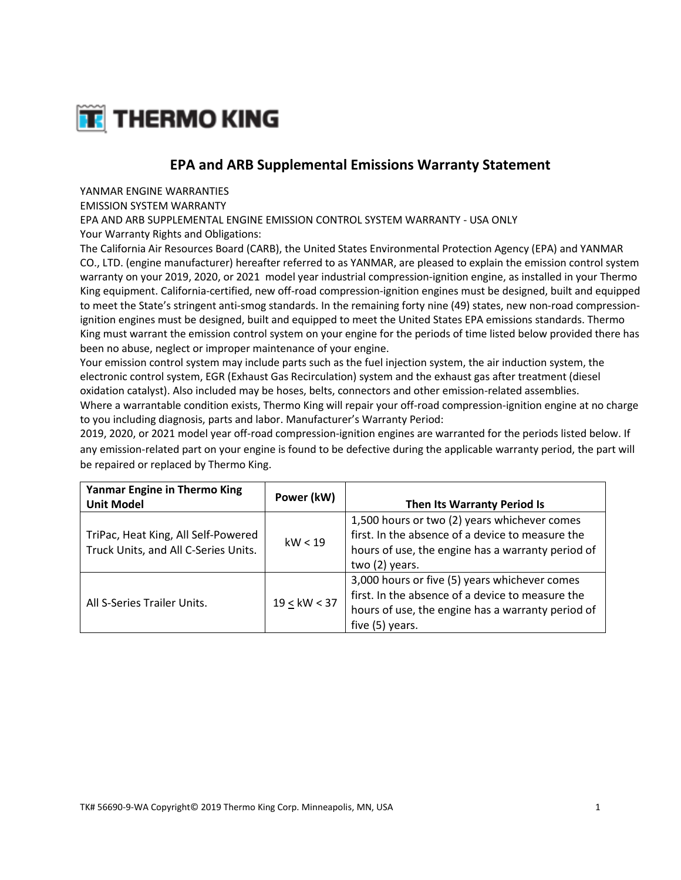THERMO KING

# EPA and ARB Supplemental Emissions Warranty Statement

YANMAR ENGINE WARRANTIES

EMISSION SYSTEM WARRANTY

EPA AND ARB SUPPLEMENTAL ENGINE EMISSION CONTROL SYSTEM WARRANTY - USA ONLY

Your Warranty Rights and Obligations:

The California Air Resources Board (CARB), the United States Environmental Protection Agency (EPA) and YANMAR CO., LTD. (engine manufacturer) hereafter referred to as YANMAR, are pleased to explain the emission control system warranty on your 2019, 2020, or 2021 model year industrial compression-ignition engine, as installed in your Thermo King equipment. California-certified, new off-road compression-ignition engines must be designed, built and equipped to meet the State's stringent anti-smog standards. In the remaining forty nine (49) states, new non-road compression-ignition engines must be designed, built and equipped to meet the United States EPA emissions standards. Thermo King must warrant the emission control system on your engine for the periods of time listed below provided there has been no abuse, neglect or improper maintenance of your engine.

Your emission control system may include parts such as the fuel injection system, the air induction system, the electronic control system, EGR (Exhaust Gas Recirculation) system and the exhaust gas after treatment (diesel oxidation catalyst). Also included may be hoses, belts, connectors and other emission-related assemblies.

Where a warrantable condition exists, Thermo King will repair your off-road compression-ignition engine at no charge to you including diagnosis, parts and labor. Manufacturer's Warranty Period:

2019, 2020, or 2021 model year off-road compression-ignition engines are warranted for the periods listed below. If any emission-related part on your engine is found to be defective during the applicable warranty period, the part will be repaired or replaced by Thermo King.

| **Yanmar Engine in Thermo King Unit Model** | **Power (kW)** | **Then Its Warranty Period Is** |
|---|---|---|
| TriPac, Heat King, All Self-Powered Truck Units, and All C-Series Units. | $kW < 19$ | 1,500 hours or two (2) years whichever comes first. In the absence of a device to measure the hours of use, the engine has a warranty period of two (2) years. |
| All S-Series Trailer Units. | $19 \leq kW < 37$ | 3,000 hours or five (5) years whichever comes first. In the absence of a device to measure the hours of use, the engine has a warranty period of five (5) years. |

TK# 56690-9-WA Copyright© 2019 Thermo King Corp. Minneapolis, MN, USA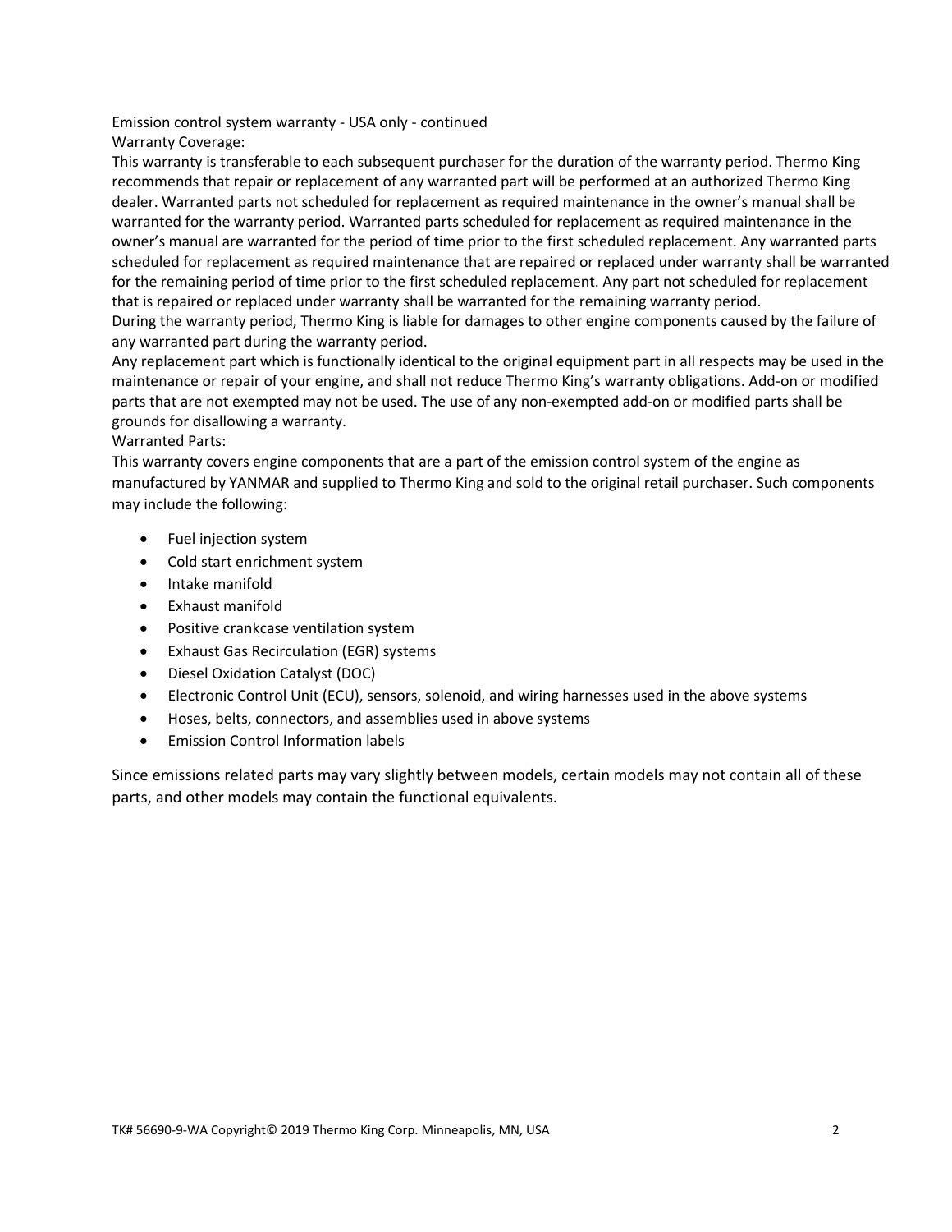Emission control system warranty - USA only - continued

Warranty Coverage:

This warranty is transferable to each subsequent purchaser for the duration of the warranty period. Thermo King recommends that repair or replacement of any warranted part will be performed at an authorized Thermo King dealer. Warranted parts not scheduled for replacement as required maintenance in the owner's manual shall be warranted for the warranty period. Warranted parts scheduled for replacement as required maintenance in the owner's manual are warranted for the period of time prior to the first scheduled replacement. Any warranted parts scheduled for replacement as required maintenance that are repaired or replaced under warranty shall be warranted for the remaining period of time prior to the first scheduled replacement. Any part not scheduled for replacement that is repaired or replaced under warranty shall be warranted for the remaining warranty period.

During the warranty period, Thermo King is liable for damages to other engine components caused by the failure of any warranted part during the warranty period.

Any replacement part which is functionally identical to the original equipment part in all respects may be used in the maintenance or repair of your engine, and shall not reduce Thermo King's warranty obligations. Add-on or modified parts that are not exempted may not be used. The use of any non-exempted add-on or modified parts shall be grounds for disallowing a warranty.

Warranted Parts:

This warranty covers engine components that are a part of the emission control system of the engine as manufactured by YANMAR and supplied to Thermo King and sold to the original retail purchaser. Such components may include the following:

- Fuel injection system
- Cold start enrichment system
- Intake manifold
- Exhaust manifold
- Positive crankcase ventilation system
- Exhaust Gas Recirculation (EGR) systems
- Diesel Oxidation Catalyst (DOC)
- Electronic Control Unit (ECU), sensors, solenoid, and wiring harnesses used in the above systems
- Hoses, belts, connectors, and assemblies used in above systems
- Emission Control Information labels

Since emissions related parts may vary slightly between models, certain models may not contain all of these parts, and other models may contain the functional equivalents.

TK# 56690-9-WA Copyright© 2019 Thermo King Corp. Minneapolis, MN, USA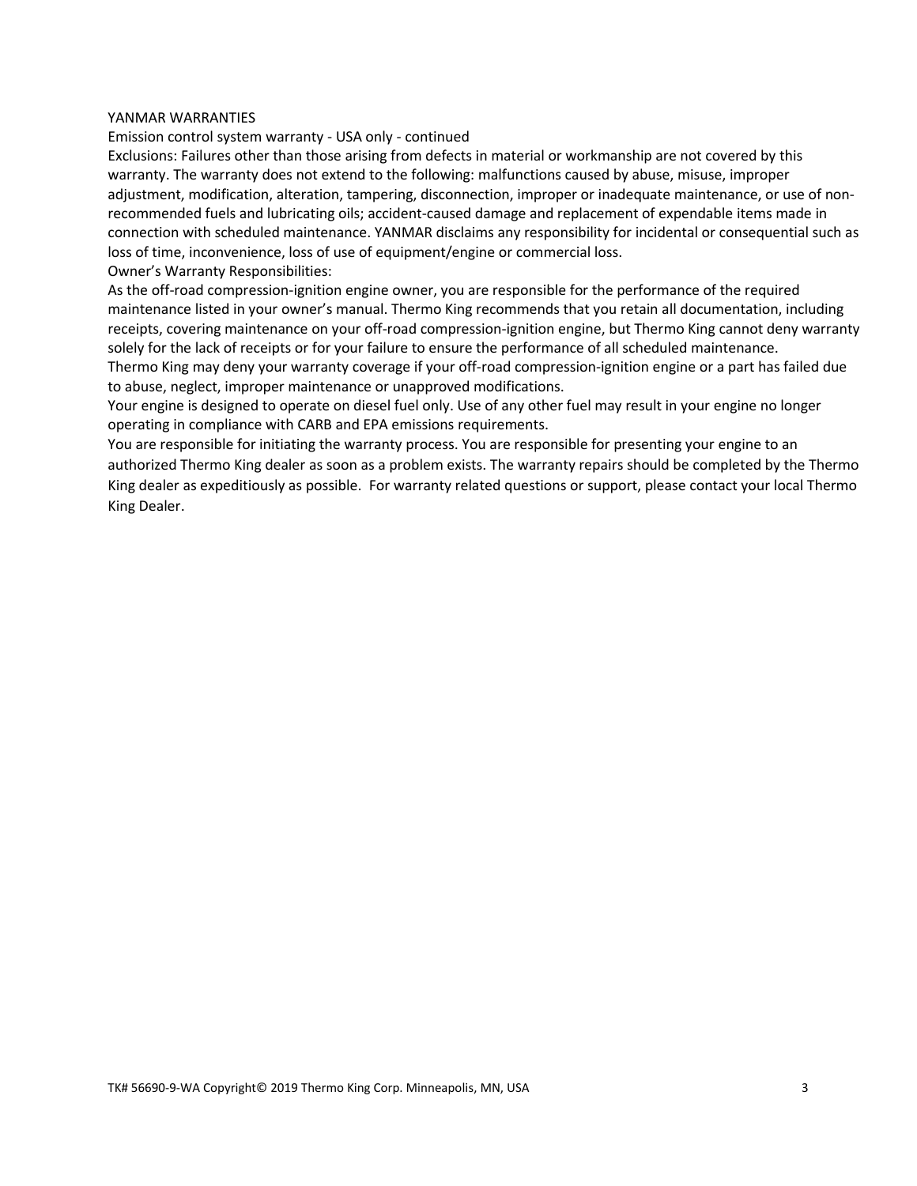YANMAR WARRANTIES

Emission control system warranty - USA only - continued

Exclusions: Failures other than those arising from defects in material or workmanship are not covered by this warranty. The warranty does not extend to the following: malfunctions caused by abuse, misuse, improper adjustment, modification, alteration, tampering, disconnection, improper or inadequate maintenance, or use of non-recommended fuels and lubricating oils; accident-caused damage and replacement of expendable items made in connection with scheduled maintenance. YANMAR disclaims any responsibility for incidental or consequential such as loss of time, inconvenience, loss of use of equipment/engine or commercial loss.

Owner's Warranty Responsibilities:

As the off-road compression-ignition engine owner, you are responsible for the performance of the required maintenance listed in your owner's manual. Thermo King recommends that you retain all documentation, including receipts, covering maintenance on your off-road compression-ignition engine, but Thermo King cannot deny warranty solely for the lack of receipts or for your failure to ensure the performance of all scheduled maintenance.

Thermo King may deny your warranty coverage if your off-road compression-ignition engine or a part has failed due to abuse, neglect, improper maintenance or unapproved modifications.

Your engine is designed to operate on diesel fuel only. Use of any other fuel may result in your engine no longer operating in compliance with CARB and EPA emissions requirements.

You are responsible for initiating the warranty process. You are responsible for presenting your engine to an authorized Thermo King dealer as soon as a problem exists. The warranty repairs should be completed by the Thermo King dealer as expeditiously as possible. For warranty related questions or support, please contact your local Thermo King Dealer.

TK# 56690-9-WA Copyright© 2019 Thermo King Corp. Minneapolis, MN, USA